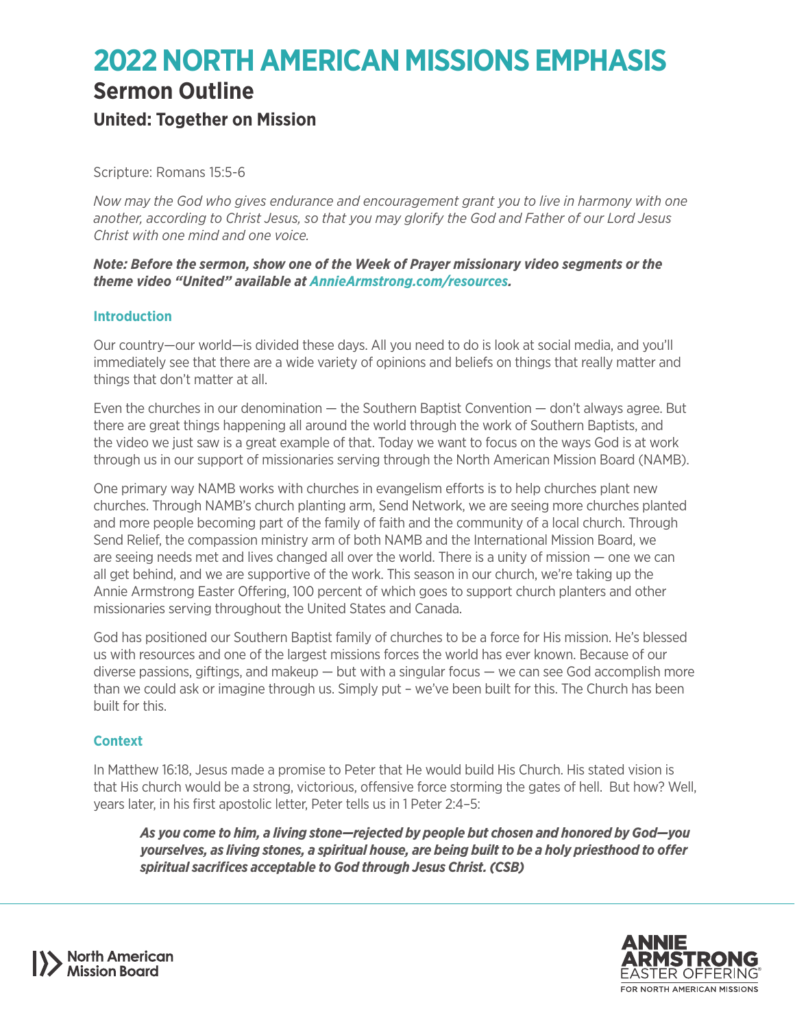# 2022 NORTH AMERICAN MISSIONS EMPHASIS

## Sermon Outline

### United: Together on Mission

Scripture: Romans 15:5-6

*Now may the God who gives endurance and encouragement grant you to live in harmony with one another, according to Christ Jesus, so that you may glorify the God and Father of our Lord Jesus Christ with one mind and one voice.*

***Note: Before the sermon, show one of the Week of Prayer missionary video segments or the theme video "United" available at AnnieArmstrong.com/resources.***

### Introduction

Our country—our world—is divided these days. All you need to do is look at social media, and you'll immediately see that there are a wide variety of opinions and beliefs on things that really matter and things that don't matter at all.

Even the churches in our denomination — the Southern Baptist Convention — don't always agree. But there are great things happening all around the world through the work of Southern Baptists, and the video we just saw is a great example of that. Today we want to focus on the ways God is at work through us in our support of missionaries serving through the North American Mission Board (NAMB).

One primary way NAMB works with churches in evangelism efforts is to help churches plant new churches. Through NAMB's church planting arm, Send Network, we are seeing more churches planted and more people becoming part of the family of faith and the community of a local church. Through Send Relief, the compassion ministry arm of both NAMB and the International Mission Board, we are seeing needs met and lives changed all over the world. There is a unity of mission — one we can all get behind, and we are supportive of the work. This season in our church, we're taking up the Annie Armstrong Easter Offering, 100 percent of which goes to support church planters and other missionaries serving throughout the United States and Canada.

God has positioned our Southern Baptist family of churches to be a force for His mission. He's blessed us with resources and one of the largest missions forces the world has ever known. Because of our diverse passions, giftings, and makeup — but with a singular focus — we can see God accomplish more than we could ask or imagine through us. Simply put – we've been built for this. The Church has been built for this.

### Context

In Matthew 16:18, Jesus made a promise to Peter that He would build His Church. His stated vision is that His church would be a strong, victorious, offensive force storming the gates of hell. But how? Well, years later, in his first apostolic letter, Peter tells us in 1 Peter 2:4–5:

> ***As you come to him, a living stone—rejected by people but chosen and honored by God—you yourselves, as living stones, a spiritual house, are being built to be a holy priesthood to offer spiritual sacrifices acceptable to God through Jesus Christ. (CSB)***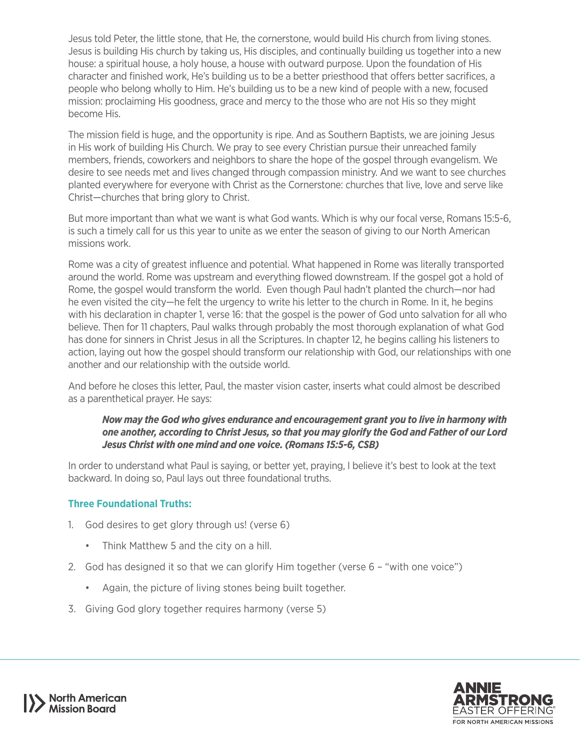Jesus told Peter, the little stone, that He, the cornerstone, would build His church from living stones. Jesus is building His church by taking us, His disciples, and continually building us together into a new house: a spiritual house, a holy house, a house with outward purpose. Upon the foundation of His character and finished work, He's building us to be a better priesthood that offers better sacrifices, a people who belong wholly to Him. He's building us to be a new kind of people with a new, focused mission: proclaiming His goodness, grace and mercy to the those who are not His so they might become His.

The mission field is huge, and the opportunity is ripe. And as Southern Baptists, we are joining Jesus in His work of building His Church. We pray to see every Christian pursue their unreached family members, friends, coworkers and neighbors to share the hope of the gospel through evangelism. We desire to see needs met and lives changed through compassion ministry. And we want to see churches planted everywhere for everyone with Christ as the Cornerstone: churches that live, love and serve like Christ—churches that bring glory to Christ.

But more important than what we want is what God wants. Which is why our focal verse, Romans 15:5-6, is such a timely call for us this year to unite as we enter the season of giving to our North American missions work.

Rome was a city of greatest influence and potential. What happened in Rome was literally transported around the world. Rome was upstream and everything flowed downstream. If the gospel got a hold of Rome, the gospel would transform the world. Even though Paul hadn't planted the church—nor had he even visited the city—he felt the urgency to write his letter to the church in Rome. In it, he begins with his declaration in chapter 1, verse 16: that the gospel is the power of God unto salvation for all who believe. Then for 11 chapters, Paul walks through probably the most thorough explanation of what God has done for sinners in Christ Jesus in all the Scriptures. In chapter 12, he begins calling his listeners to action, laying out how the gospel should transform our relationship with God, our relationships with one another and our relationship with the outside world.

And before he closes this letter, Paul, the master vision caster, inserts what could almost be described as a parenthetical prayer. He says:

> ***Now may the God who gives endurance and encouragement grant you to live in harmony with one another, according to Christ Jesus, so that you may glorify the God and Father of our Lord Jesus Christ with one mind and one voice. (Romans 15:5-6, CSB)***

In order to understand what Paul is saying, or better yet, praying, I believe it's best to look at the text backward. In doing so, Paul lays out three foundational truths.

### Three Foundational Truths:

1. God desires to get glory through us! (verse 6)
   - Think Matthew 5 and the city on a hill.
2. God has designed it so that we can glorify Him together (verse 6 – "with one voice")
   - Again, the picture of living stones being built together.
3. Giving God glory together requires harmony (verse 5)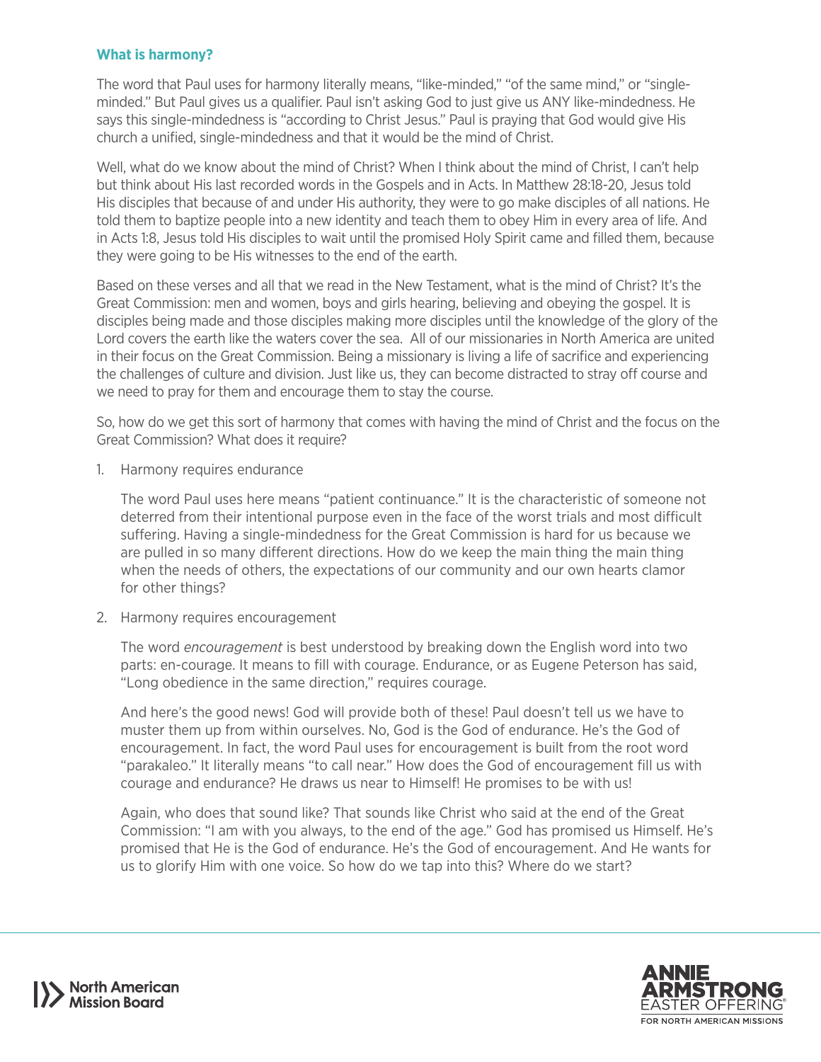### What is harmony?

The word that Paul uses for harmony literally means, "like-minded," "of the same mind," or "single-minded." But Paul gives us a qualifier. Paul isn't asking God to just give us ANY like-mindedness. He says this single-mindedness is "according to Christ Jesus." Paul is praying that God would give His church a unified, single-mindedness and that it would be the mind of Christ.

Well, what do we know about the mind of Christ? When I think about the mind of Christ, I can't help but think about His last recorded words in the Gospels and in Acts. In Matthew 28:18-20, Jesus told His disciples that because of and under His authority, they were to go make disciples of all nations. He told them to baptize people into a new identity and teach them to obey Him in every area of life. And in Acts 1:8, Jesus told His disciples to wait until the promised Holy Spirit came and filled them, because they were going to be His witnesses to the end of the earth.

Based on these verses and all that we read in the New Testament, what is the mind of Christ? It's the Great Commission: men and women, boys and girls hearing, believing and obeying the gospel. It is disciples being made and those disciples making more disciples until the knowledge of the glory of the Lord covers the earth like the waters cover the sea. All of our missionaries in North America are united in their focus on the Great Commission. Being a missionary is living a life of sacrifice and experiencing the challenges of culture and division. Just like us, they can become distracted to stray off course and we need to pray for them and encourage them to stay the course.

So, how do we get this sort of harmony that comes with having the mind of Christ and the focus on the Great Commission? What does it require?

1. Harmony requires endurance

   The word Paul uses here means "patient continuance." It is the characteristic of someone not deterred from their intentional purpose even in the face of the worst trials and most difficult suffering. Having a single-mindedness for the Great Commission is hard for us because we are pulled in so many different directions. How do we keep the main thing the main thing when the needs of others, the expectations of our community and our own hearts clamor for other things?

2. Harmony requires encouragement

   The word *encouragement* is best understood by breaking down the English word into two parts: en-courage. It means to fill with courage. Endurance, or as Eugene Peterson has said, "Long obedience in the same direction," requires courage.

   And here's the good news! God will provide both of these! Paul doesn't tell us we have to muster them up from within ourselves. No, God is the God of endurance. He's the God of encouragement. In fact, the word Paul uses for encouragement is built from the root word "parakaleo." It literally means "to call near." How does the God of encouragement fill us with courage and endurance? He draws us near to Himself! He promises to be with us!

   Again, who does that sound like? That sounds like Christ who said at the end of the Great Commission: "I am with you always, to the end of the age." God has promised us Himself. He's promised that He is the God of endurance. He's the God of encouragement. And He wants for us to glorify Him with one voice. So how do we tap into this? Where do we start?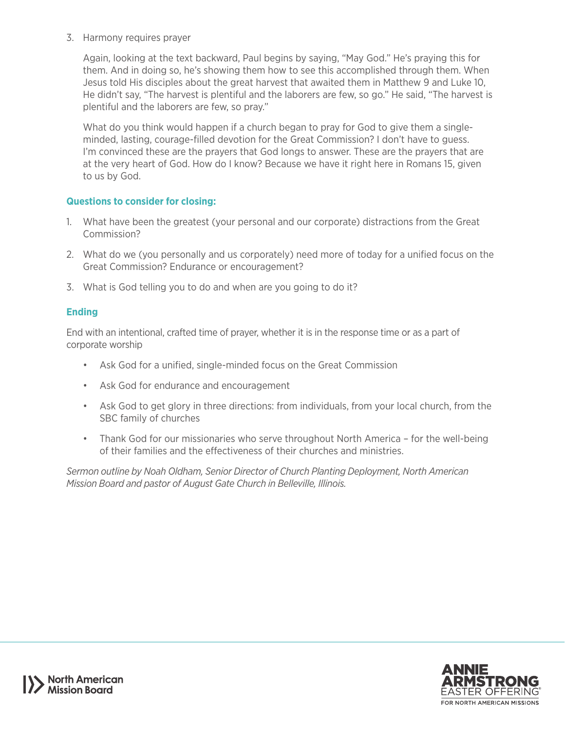3. Harmony requires prayer

   Again, looking at the text backward, Paul begins by saying, "May God." He's praying this for them. And in doing so, he's showing them how to see this accomplished through them. When Jesus told His disciples about the great harvest that awaited them in Matthew 9 and Luke 10, He didn't say, "The harvest is plentiful and the laborers are few, so go." He said, "The harvest is plentiful and the laborers are few, so pray."

   What do you think would happen if a church began to pray for God to give them a single-minded, lasting, courage-filled devotion for the Great Commission? I don't have to guess. I'm convinced these are the prayers that God longs to answer. These are the prayers that are at the very heart of God. How do I know? Because we have it right here in Romans 15, given to us by God.

### Questions to consider for closing:

1. What have been the greatest (your personal and our corporate) distractions from the Great Commission?
2. What do we (you personally and us corporately) need more of today for a unified focus on the Great Commission? Endurance or encouragement?
3. What is God telling you to do and when are you going to do it?

### Ending

End with an intentional, crafted time of prayer, whether it is in the response time or as a part of corporate worship

- Ask God for a unified, single-minded focus on the Great Commission
- Ask God for endurance and encouragement
- Ask God to get glory in three directions: from individuals, from your local church, from the SBC family of churches
- Thank God for our missionaries who serve throughout North America – for the well-being of their families and the effectiveness of their churches and ministries.

*Sermon outline by Noah Oldham, Senior Director of Church Planting Deployment, North American Mission Board and pastor of August Gate Church in Belleville, Illinois.*